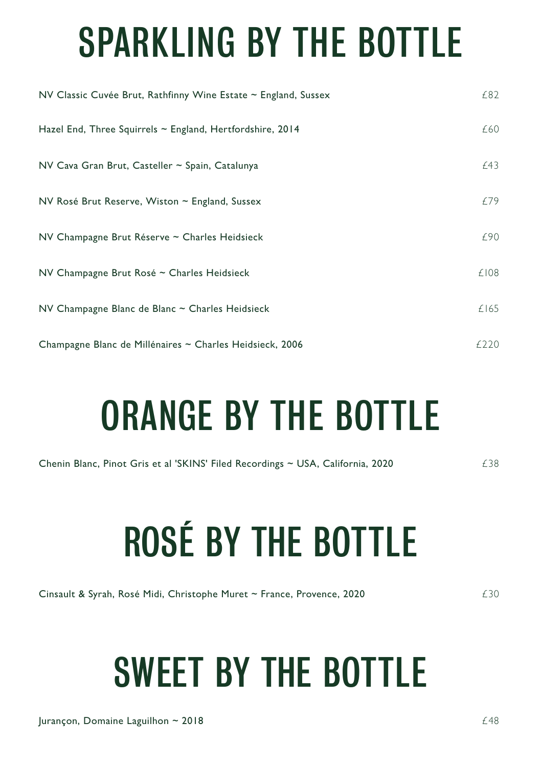# SPARKLING BY THE BOTTLE

| | |
|---|---|
| NV Classic Cuvée Brut, Rathfinny Wine Estate ~ England, Sussex | £82 |
| Hazel End, Three Squirrels ~ England, Hertfordshire, 2014 | £60 |
| NV Cava Gran Brut, Casteller ~ Spain, Catalunya | £43 |
| NV Rosé Brut Reserve, Wiston ~ England, Sussex | £79 |
| NV Champagne Brut Réserve ~ Charles Heidsieck | £90 |
| NV Champagne Brut Rosé ~ Charles Heidsieck | £108 |
| NV Champagne Blanc de Blanc ~ Charles Heidsieck | £165 |
| Champagne Blanc de Millénaires ~ Charles Heidsieck, 2006 | £220 |

# ORANGE BY THE BOTTLE

| | |
|---|---|
| Chenin Blanc, Pinot Gris et al 'SKINS' Filed Recordings ~ USA, California, 2020 | £38 |

# ROSÉ BY THE BOTTLE

| | |
|---|---|
| Cinsault & Syrah, Rosé Midi, Christophe Muret ~ France, Provence, 2020 | £30 |

# SWEET BY THE BOTTLE

| | |
|---|---|
| Jurançon, Domaine Laguilhon ~ 2018 | £48 |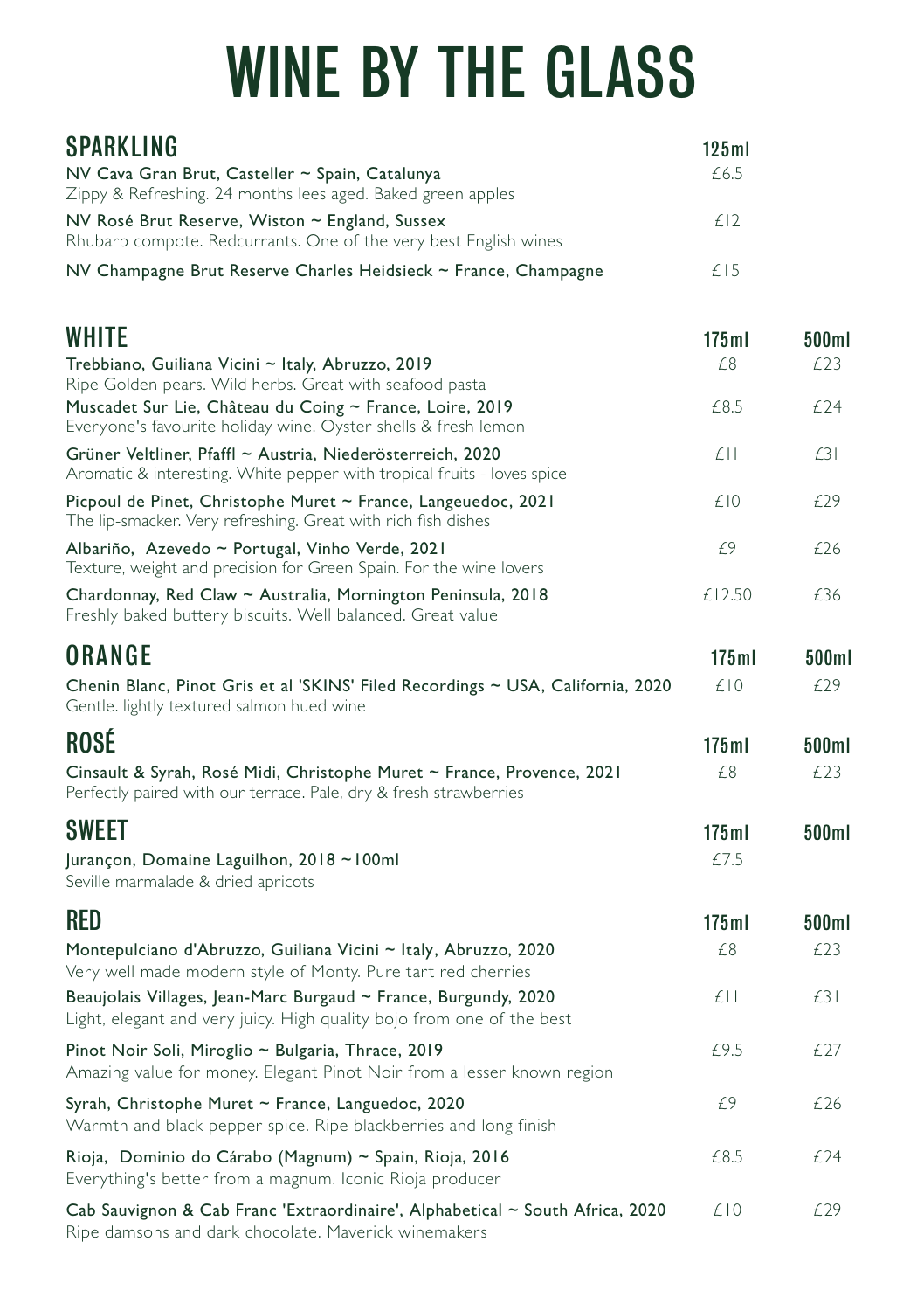# WINE BY THE GLASS

## SPARKLING

| | 125ml |
|---|---|
| NV Cava Gran Brut, Casteller ~ Spain, Catalunya<br>Zippy & Refreshing. 24 months lees aged. Baked green apples | £6.5 |
| NV Rosé Brut Reserve, Wiston ~ England, Sussex<br>Rhubarb compote. Redcurrants. One of the very best English wines | £12 |
| NV Champagne Brut Reserve Charles Heidsieck ~ France, Champagne | £15 |

## WHITE

| | 175ml | 500ml |
|---|---|---|
| Trebbiano, Guiliana Vicini ~ Italy, Abruzzo, 2019<br>Ripe Golden pears. Wild herbs. Great with seafood pasta | £8 | £23 |
| Muscadet Sur Lie, Château du Coing ~ France, Loire, 2019<br>Everyone's favourite holiday wine. Oyster shells & fresh lemon | £8.5 | £24 |
| Grüner Veltliner, Pfaffl ~ Austria, Niederösterreich, 2020<br>Aromatic & interesting. White pepper with tropical fruits - loves spice | £11 | £31 |
| Picpoul de Pinet, Christophe Muret ~ France, Langeuedoc, 2021<br>The lip-smacker. Very refreshing. Great with rich fish dishes | £10 | £29 |
| Albariño, Azevedo ~ Portugal, Vinho Verde, 2021<br>Texture, weight and precision for Green Spain. For the wine lovers | £9 | £26 |
| Chardonnay, Red Claw ~ Australia, Mornington Peninsula, 2018<br>Freshly baked buttery biscuits. Well balanced. Great value | £12.50 | £36 |

## ORANGE

| | 175ml | 500ml |
|---|---|---|
| Chenin Blanc, Pinot Gris et al 'SKINS' Filed Recordings ~ USA, California, 2020<br>Gentle. lightly textured salmon hued wine | £10 | £29 |

## ROSÉ

| | 175ml | 500ml |
|---|---|---|
| Cinsault & Syrah, Rosé Midi, Christophe Muret ~ France, Provence, 2021<br>Perfectly paired with our terrace. Pale, dry & fresh strawberries | £8 | £23 |

## SWEET

| | 175ml | 500ml |
|---|---|---|
| Jurançon, Domaine Laguilhon, 2018 ~100ml<br>Seville marmalade & dried apricots | £7.5 | |

## RED

| | 175ml | 500ml |
|---|---|---|
| Montepulciano d'Abruzzo, Guiliana Vicini ~ Italy, Abruzzo, 2020<br>Very well made modern style of Monty. Pure tart red cherries | £8 | £23 |
| Beaujolais Villages, Jean-Marc Burgaud ~ France, Burgundy, 2020<br>Light, elegant and very juicy. High quality bojo from one of the best | £11 | £31 |
| Pinot Noir Soli, Miroglio ~ Bulgaria, Thrace, 2019<br>Amazing value for money. Elegant Pinot Noir from a lesser known region | £9.5 | £27 |
| Syrah, Christophe Muret ~ France, Languedoc, 2020<br>Warmth and black pepper spice. Ripe blackberries and long finish | £9 | £26 |
| Rioja, Dominio do Cárabo (Magnum) ~ Spain, Rioja, 2016<br>Everything's better from a magnum. Iconic Rioja producer | £8.5 | £24 |
| Cab Sauvignon & Cab Franc 'Extraordinaire', Alphabetical ~ South Africa, 2020<br>Ripe damsons and dark chocolate. Maverick winemakers | £10 | £29 |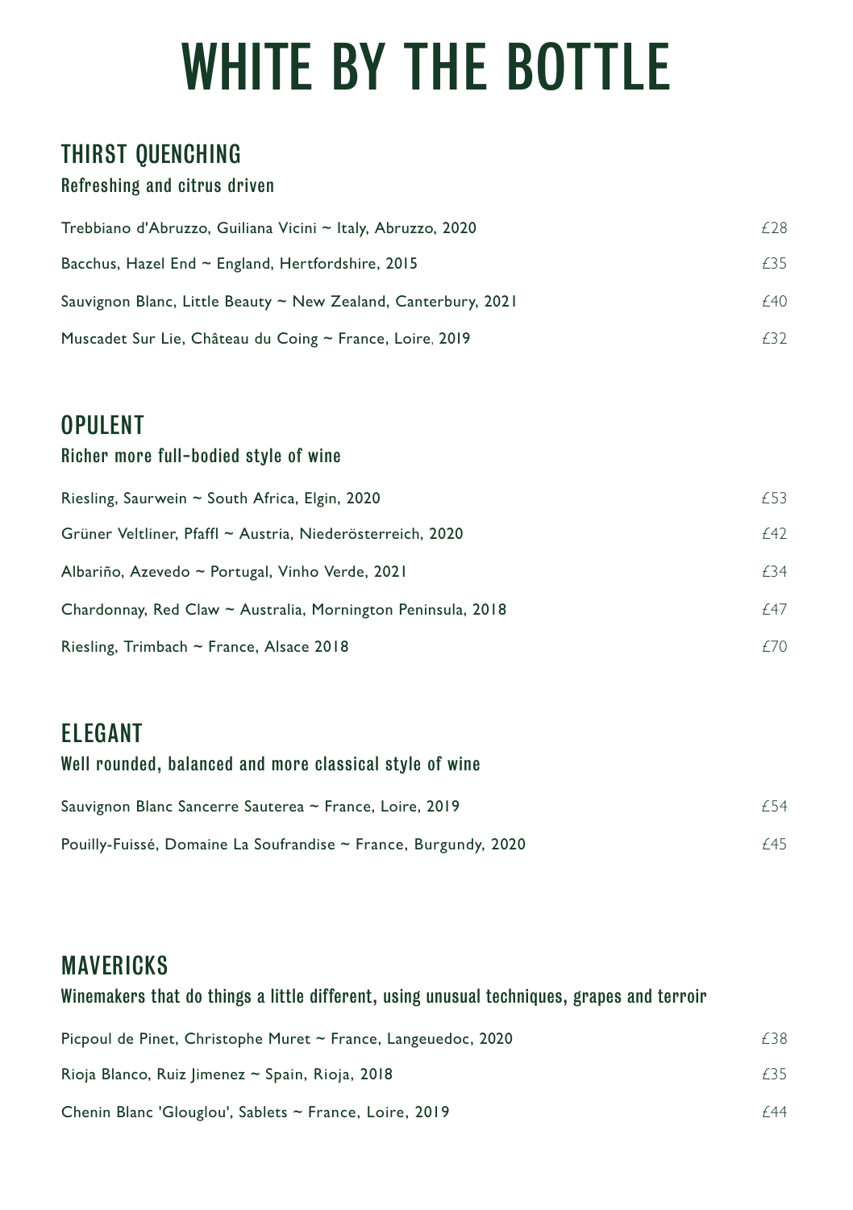# WHITE BY THE BOTTLE

## THIRST QUENCHING

### Refreshing and citrus driven

| | |
|---|---|
| Trebbiano d'Abruzzo, Guiliana Vicini ~ Italy, Abruzzo, 2020 | £28 |
| Bacchus, Hazel End ~ England, Hertfordshire, 2015 | £35 |
| Sauvignon Blanc, Little Beauty ~ New Zealand, Canterbury, 2021 | £40 |
| Muscadet Sur Lie, Château du Coing ~ France, Loire, 2019 | £32 |

## OPULENT

### Richer more full-bodied style of wine

| | |
|---|---|
| Riesling, Saurwein ~ South Africa, Elgin, 2020 | £53 |
| Grüner Veltliner, Pfaffl ~ Austria, Niederösterreich, 2020 | £42 |
| Albariño, Azevedo ~ Portugal, Vinho Verde, 2021 | £34 |
| Chardonnay, Red Claw ~ Australia, Mornington Peninsula, 2018 | £47 |
| Riesling, Trimbach ~ France, Alsace 2018 | £70 |

## ELEGANT

### Well rounded, balanced and more classical style of wine

| | |
|---|---|
| Sauvignon Blanc Sancerre Sauterea ~ France, Loire, 2019 | £54 |
| Pouilly-Fuissé, Domaine La Soufrandise ~ France, Burgundy, 2020 | £45 |

## MAVERICKS

### Winemakers that do things a little different, using unusual techniques, grapes and terroir

| | |
|---|---|
| Picpoul de Pinet, Christophe Muret ~ France, Langeuedoc, 2020 | £38 |
| Rioja Blanco, Ruiz Jimenez ~ Spain, Rioja, 2018 | £35 |
| Chenin Blanc 'Glouglou', Sablets ~ France, Loire, 2019 | £44 |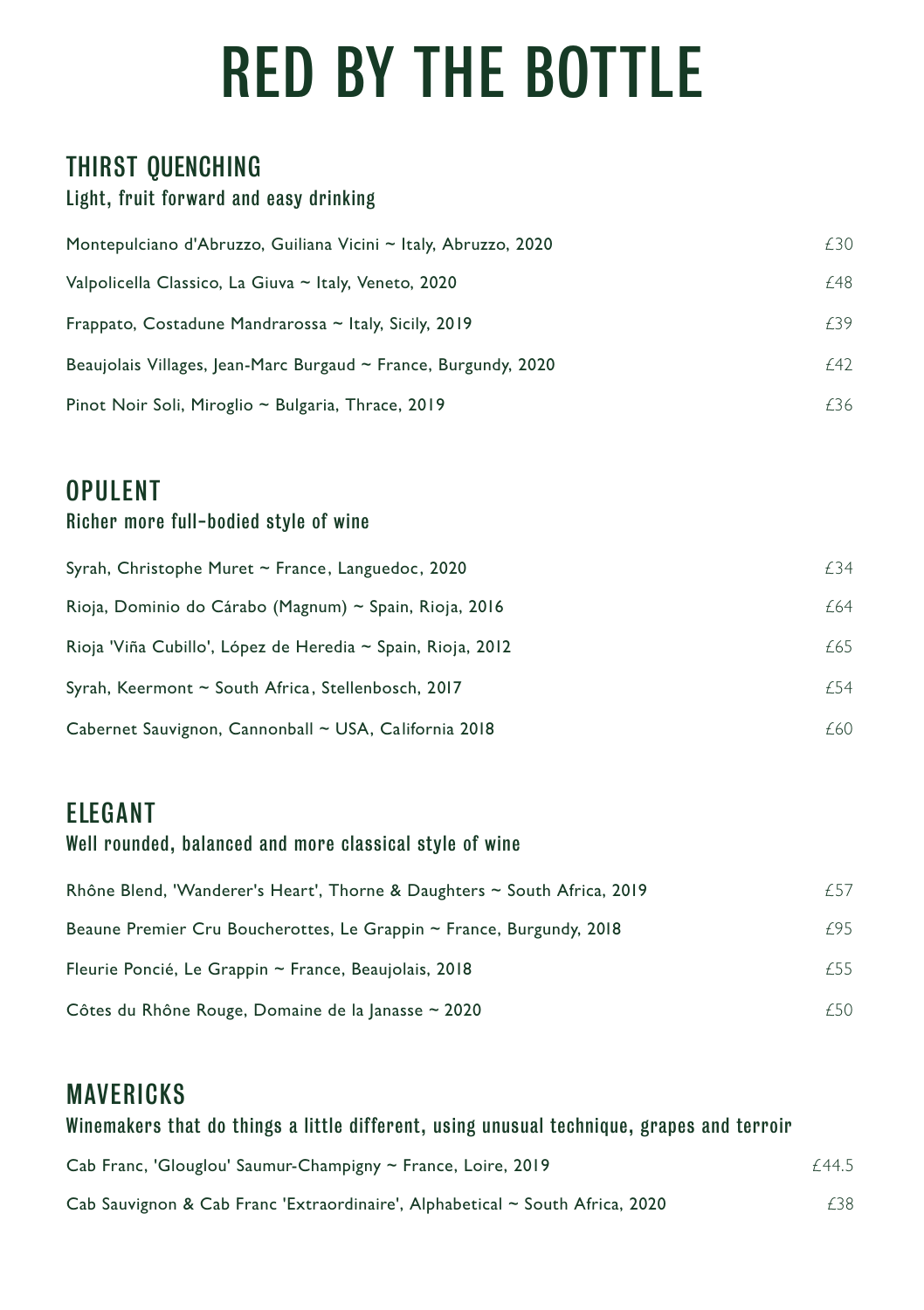# RED BY THE BOTTLE

## THIRST QUENCHING

### Light, fruit forward and easy drinking

| | |
|---|---|
| Montepulciano d'Abruzzo, Guiliana Vicini ~ Italy, Abruzzo, 2020 | £30 |
| Valpolicella Classico, La Giuva ~ Italy, Veneto, 2020 | £48 |
| Frappato, Costadune Mandrarossa ~ Italy, Sicily, 2019 | £39 |
| Beaujolais Villages, Jean-Marc Burgaud ~ France, Burgundy, 2020 | £42 |
| Pinot Noir Soli, Miroglio ~ Bulgaria, Thrace, 2019 | £36 |

## OPULENT

### Richer more full-bodied style of wine

| | |
|---|---|
| Syrah, Christophe Muret ~ France, Languedoc, 2020 | £34 |
| Rioja, Dominio do Cárabo (Magnum) ~ Spain, Rioja, 2016 | £64 |
| Rioja 'Viña Cubillo', López de Heredia ~ Spain, Rioja, 2012 | £65 |
| Syrah, Keermont ~ South Africa, Stellenbosch, 2017 | £54 |
| Cabernet Sauvignon, Cannonball ~ USA, California 2018 | £60 |

## ELEGANT

### Well rounded, balanced and more classical style of wine

| | |
|---|---|
| Rhône Blend, 'Wanderer's Heart', Thorne & Daughters ~ South Africa, 2019 | £57 |
| Beaune Premier Cru Boucherottes, Le Grappin ~ France, Burgundy, 2018 | £95 |
| Fleurie Poncié, Le Grappin ~ France, Beaujolais, 2018 | £55 |
| Côtes du Rhône Rouge, Domaine de la Janasse ~ 2020 | £50 |

## MAVERICKS

### Winemakers that do things a little different, using unusual technique, grapes and terroir

| | |
|---|---|
| Cab Franc, 'Glouglou' Saumur-Champigny ~ France, Loire, 2019 | £44.5 |
| Cab Sauvignon & Cab Franc 'Extraordinaire', Alphabetical ~ South Africa, 2020 | £38 |